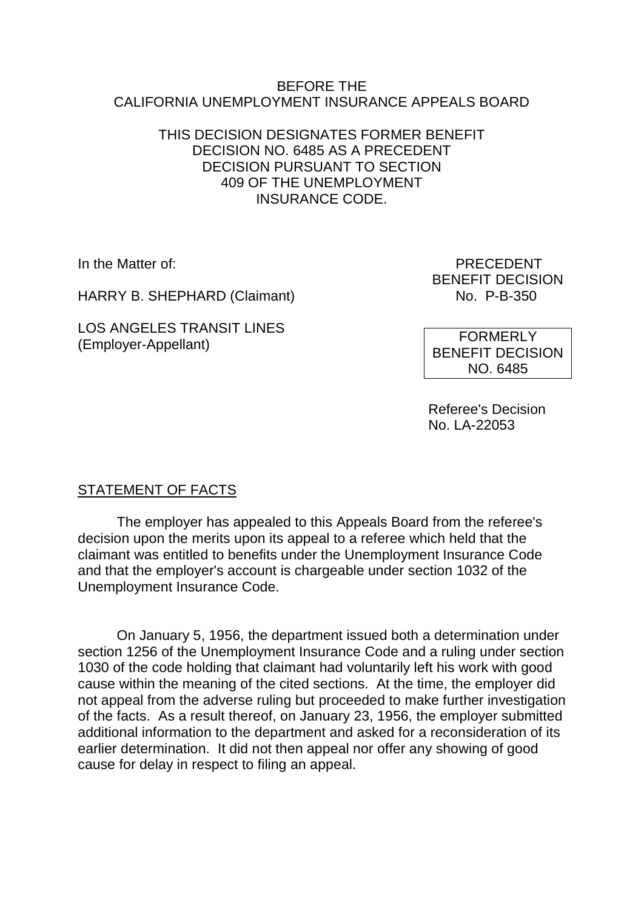BEFORE THE
CALIFORNIA UNEMPLOYMENT INSURANCE APPEALS BOARD

THIS DECISION DESIGNATES FORMER BENEFIT DECISION NO. 6485 AS A PRECEDENT DECISION PURSUANT TO SECTION 409 OF THE UNEMPLOYMENT INSURANCE CODE.

In the Matter of:

HARRY B. SHEPHARD (Claimant)

LOS ANGELES TRANSIT LINES
(Employer-Appellant)

PRECEDENT
BENEFIT DECISION
No. P-B-350

FORMERLY
BENEFIT DECISION
NO. 6485

Referee's Decision
No. LA-22053

## STATEMENT OF FACTS

The employer has appealed to this Appeals Board from the referee's decision upon the merits upon its appeal to a referee which held that the claimant was entitled to benefits under the Unemployment Insurance Code and that the employer's account is chargeable under section 1032 of the Unemployment Insurance Code.

On January 5, 1956, the department issued both a determination under section 1256 of the Unemployment Insurance Code and a ruling under section 1030 of the code holding that claimant had voluntarily left his work with good cause within the meaning of the cited sections. At the time, the employer did not appeal from the adverse ruling but proceeded to make further investigation of the facts. As a result thereof, on January 23, 1956, the employer submitted additional information to the department and asked for a reconsideration of its earlier determination. It did not then appeal nor offer any showing of good cause for delay in respect to filing an appeal.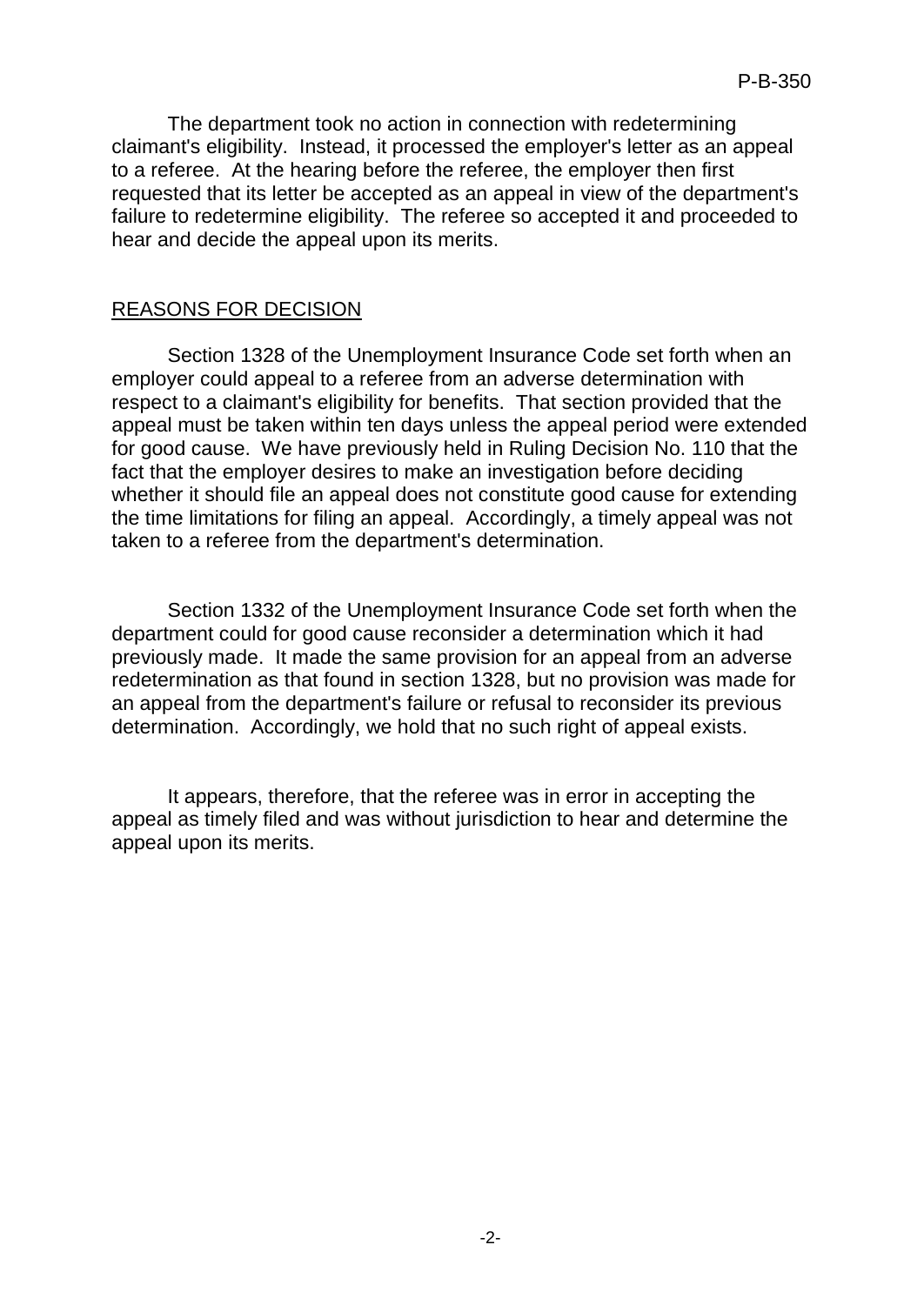The department took no action in connection with redetermining claimant's eligibility. Instead, it processed the employer's letter as an appeal to a referee. At the hearing before the referee, the employer then first requested that its letter be accepted as an appeal in view of the department's failure to redetermine eligibility. The referee so accepted it and proceeded to hear and decide the appeal upon its merits.

## REASONS FOR DECISION

Section 1328 of the Unemployment Insurance Code set forth when an employer could appeal to a referee from an adverse determination with respect to a claimant's eligibility for benefits. That section provided that the appeal must be taken within ten days unless the appeal period were extended for good cause. We have previously held in Ruling Decision No. 110 that the fact that the employer desires to make an investigation before deciding whether it should file an appeal does not constitute good cause for extending the time limitations for filing an appeal. Accordingly, a timely appeal was not taken to a referee from the department's determination.

Section 1332 of the Unemployment Insurance Code set forth when the department could for good cause reconsider a determination which it had previously made. It made the same provision for an appeal from an adverse redetermination as that found in section 1328, but no provision was made for an appeal from the department's failure or refusal to reconsider its previous determination. Accordingly, we hold that no such right of appeal exists.

It appears, therefore, that the referee was in error in accepting the appeal as timely filed and was without jurisdiction to hear and determine the appeal upon its merits.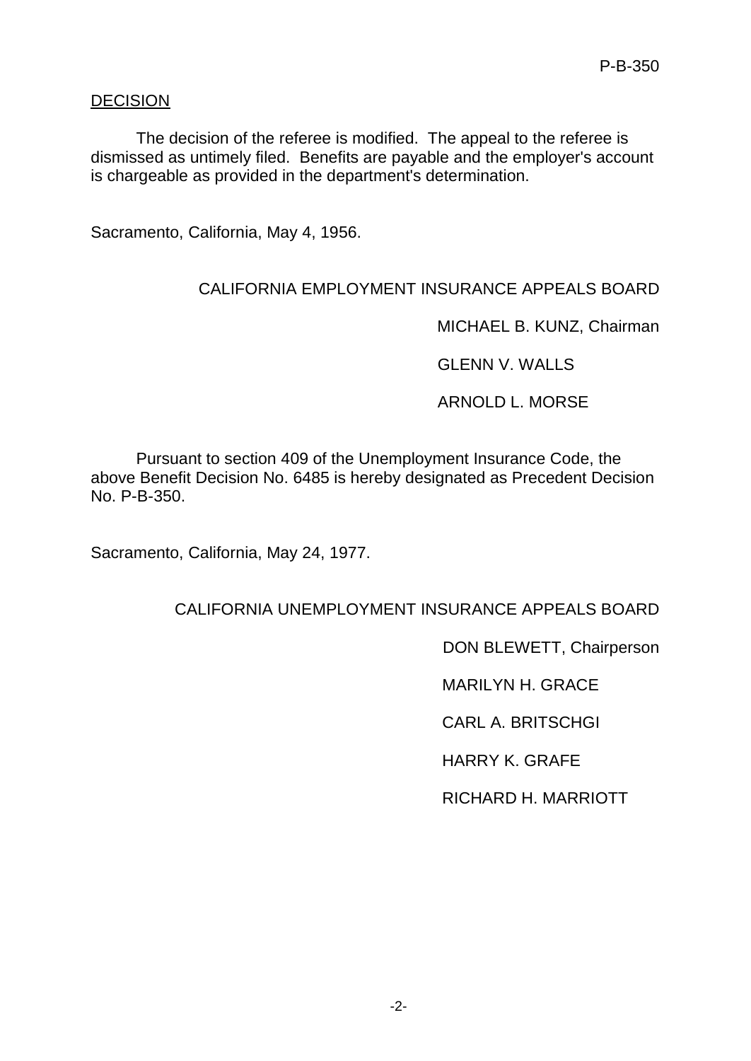## DECISION

The decision of the referee is modified. The appeal to the referee is dismissed as untimely filed. Benefits are payable and the employer's account is chargeable as provided in the department's determination.

Sacramento, California, May 4, 1956.

CALIFORNIA EMPLOYMENT INSURANCE APPEALS BOARD

MICHAEL B. KUNZ, Chairman

GLENN V. WALLS

ARNOLD L. MORSE

Pursuant to section 409 of the Unemployment Insurance Code, the above Benefit Decision No. 6485 is hereby designated as Precedent Decision No. P-B-350.

Sacramento, California, May 24, 1977.

CALIFORNIA UNEMPLOYMENT INSURANCE APPEALS BOARD

DON BLEWETT, Chairperson

MARILYN H. GRACE

CARL A. BRITSCHGI

HARRY K. GRAFE

RICHARD H. MARRIOTT